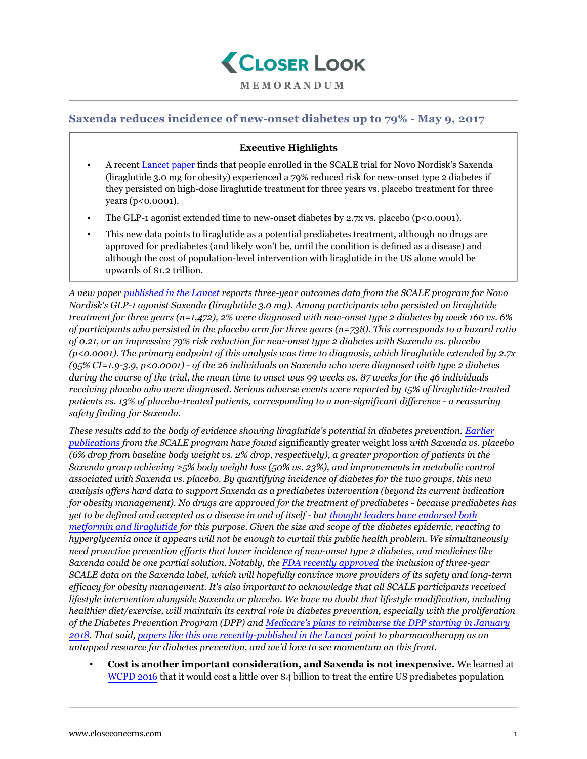# Closer Look

**MEMORANDUM**

## Saxenda reduces incidence of new-onset diabetes up to 79% - May 9, 2017

**Executive Highlights**

- A recent Lancet paper finds that people enrolled in the SCALE trial for Novo Nordisk's Saxenda (liraglutide 3.0 mg for obesity) experienced a 79% reduced risk for new-onset type 2 diabetes if they persisted on high-dose liraglutide treatment for three years vs. placebo treatment for three years ($p<0.0001$).
- The GLP-1 agonist extended time to new-onset diabetes by 2.7x vs. placebo ($p<0.0001$).
- This new data points to liraglutide as a potential prediabetes treatment, although no drugs are approved for prediabetes (and likely won't be, until the condition is defined as a disease) and although the cost of population-level intervention with liraglutide in the US alone would be upwards of $1.2 trillion.

*A new paper published in the Lancet reports three-year outcomes data from the SCALE program for Novo Nordisk's GLP-1 agonist Saxenda (liraglutide 3.0 mg). Among participants who persisted on liraglutide treatment for three years (n=1,472), 2% were diagnosed with new-onset type 2 diabetes by week 160 vs. 6% of participants who persisted in the placebo arm for three years (n=738). This corresponds to a hazard ratio of 0.21, or an impressive 79% risk reduction for new-onset type 2 diabetes with Saxenda vs. placebo ($p<0.0001$). The primary endpoint of this analysis was time to diagnosis, which liraglutide extended by 2.7x (95% CI=1.9-3.9, $p<0.0001$) - of the 26 individuals on Saxenda who were diagnosed with type 2 diabetes during the course of the trial, the mean time to onset was 99 weeks vs. 87 weeks for the 46 individuals receiving placebo who were diagnosed. Serious adverse events were reported by 15% of liraglutide-treated patients vs. 13% of placebo-treated patients, corresponding to a non-significant difference - a reassuring safety finding for Saxenda.*

*These results add to the body of evidence showing liraglutide's potential in diabetes prevention. Earlier publications from the SCALE program have found* significantly greater weight loss *with Saxenda vs. placebo (6% drop from baseline body weight vs. 2% drop, respectively), a greater proportion of patients in the Saxenda group achieving ≥5% body weight loss (50% vs. 23%), and improvements in metabolic control associated with Saxenda vs. placebo. By quantifying incidence of diabetes for the two groups, this new analysis offers hard data to support Saxenda as a prediabetes intervention (beyond its current indication for obesity management). No drugs are approved for the treatment of prediabetes - because prediabetes has yet to be defined and accepted as a disease in and of itself - but thought leaders have endorsed both metformin and liraglutide for this purpose. Given the size and scope of the diabetes epidemic, reacting to hyperglycemia once it appears will not be enough to curtail this public health problem. We simultaneously need proactive prevention efforts that lower incidence of new-onset type 2 diabetes, and medicines like Saxenda could be one partial solution. Notably, the FDA recently approved the inclusion of three-year SCALE data on the Saxenda label, which will hopefully convince more providers of its safety and long-term efficacy for obesity management. It's also important to acknowledge that all SCALE participants received lifestyle intervention alongside Saxenda or placebo. We have no doubt that lifestyle modification, including healthier diet/exercise, will maintain its central role in diabetes prevention, especially with the proliferation of the Diabetes Prevention Program (DPP) and Medicare's plans to reimburse the DPP starting in January 2018. That said, papers like this one recently-published in the Lancet point to pharmacotherapy as an untapped resource for diabetes prevention, and we'd love to see momentum on this front.*

- **Cost is another important consideration, and Saxenda is not inexpensive.** We learned at WCPD 2016 that it would cost a little over $4 billion to treat the entire US prediabetes population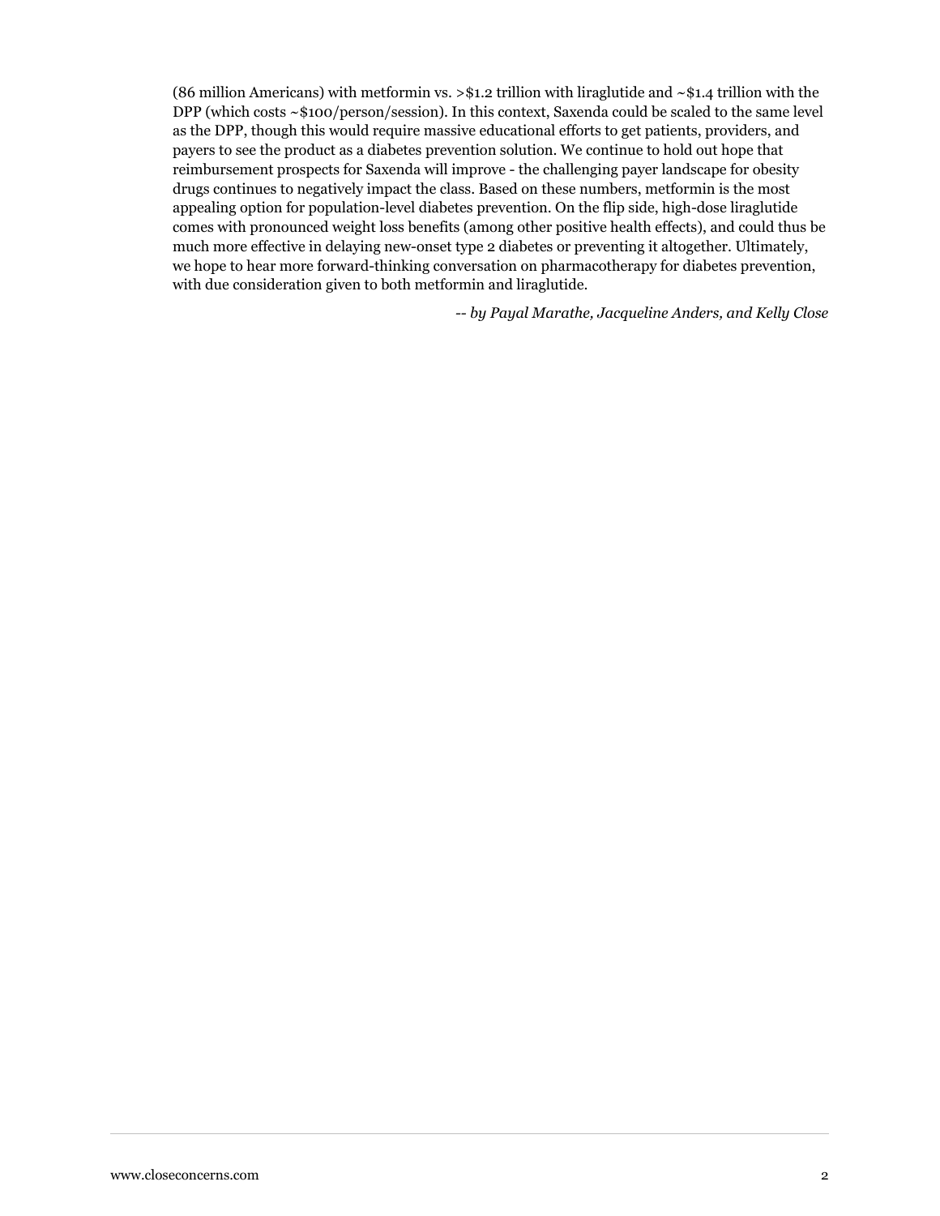(86 million Americans) with metformin vs. >$1.2 trillion with liraglutide and ~$1.4 trillion with the DPP (which costs ~$100/person/session). In this context, Saxenda could be scaled to the same level as the DPP, though this would require massive educational efforts to get patients, providers, and payers to see the product as a diabetes prevention solution. We continue to hold out hope that reimbursement prospects for Saxenda will improve - the challenging payer landscape for obesity drugs continues to negatively impact the class. Based on these numbers, metformin is the most appealing option for population-level diabetes prevention. On the flip side, high-dose liraglutide comes with pronounced weight loss benefits (among other positive health effects), and could thus be much more effective in delaying new-onset type 2 diabetes or preventing it altogether. Ultimately, we hope to hear more forward-thinking conversation on pharmacotherapy for diabetes prevention, with due consideration given to both metformin and liraglutide.

*-- by Payal Marathe, Jacqueline Anders, and Kelly Close*